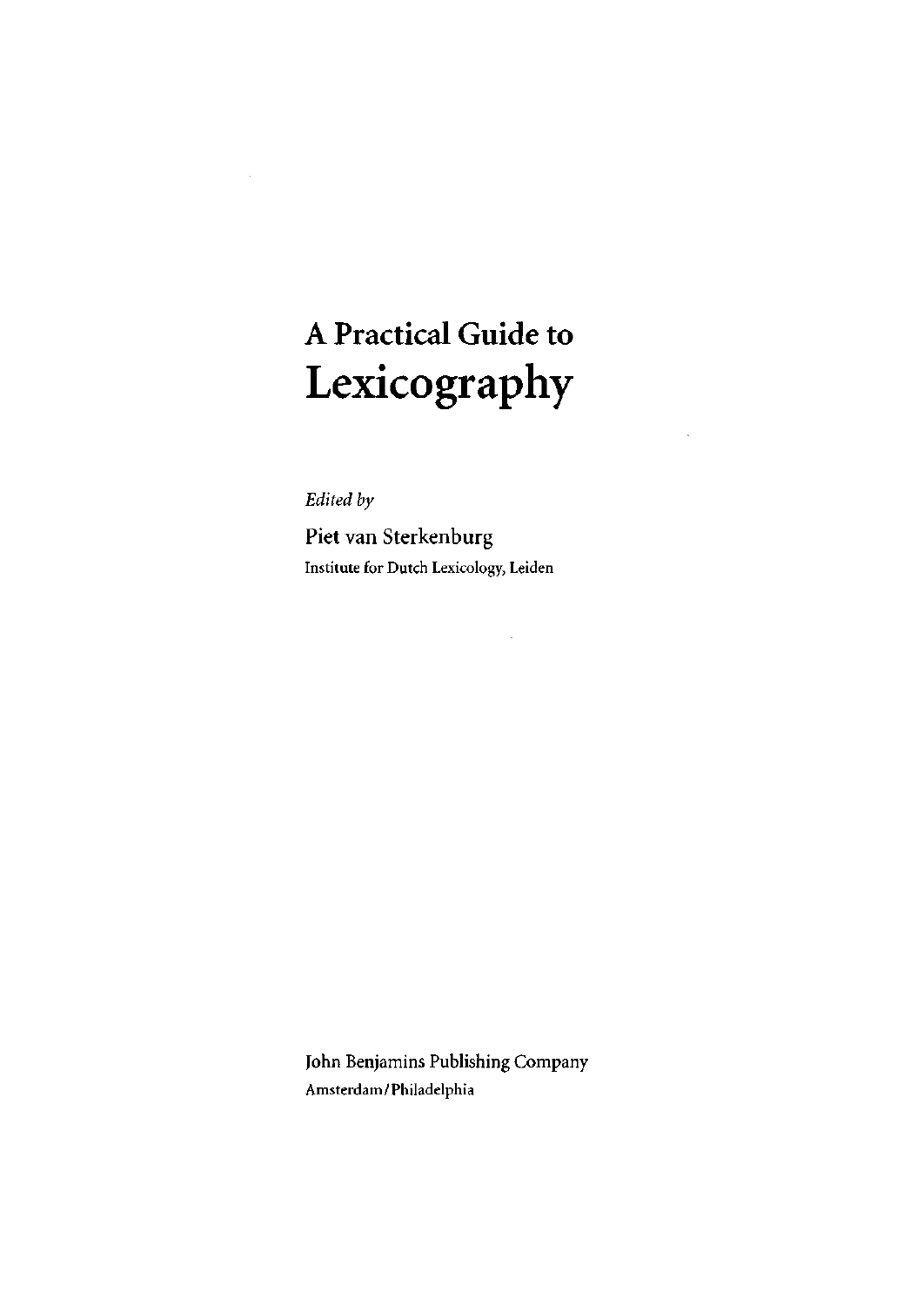# A Practical Guide to Lexicography

*Edited by*

Piet van Sterkenburg

Institute for Dutch Lexicology, Leiden

John Benjamins Publishing Company

Amsterdam / Philadelphia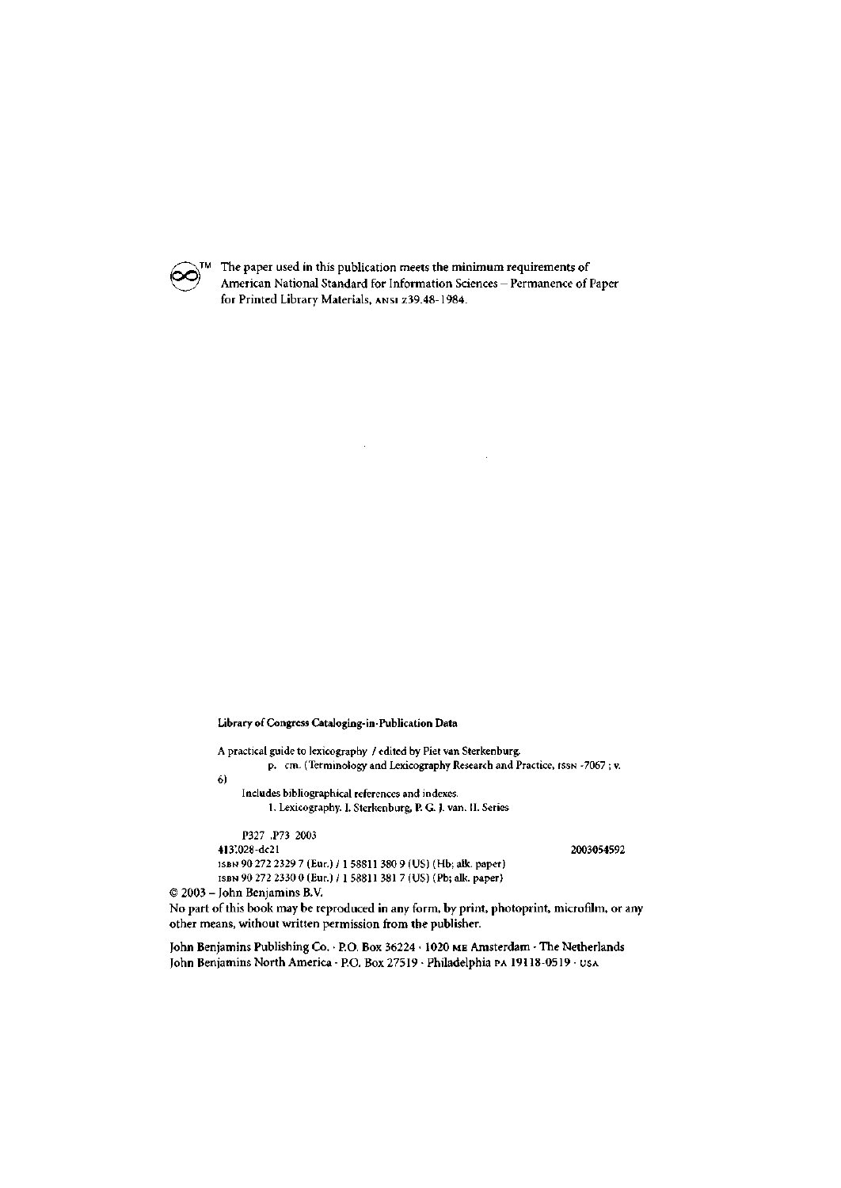∞™ The paper used in this publication meets the minimum requirements of American National Standard for Information Sciences – Permanence of Paper for Printed Library Materials, ANSI Z39.48-1984.

**Library of Congress Cataloging-in-Publication Data**

A practical guide to lexicography / edited by Piet van Sterkenburg.
p. cm. (Terminology and Lexicography Research and Practice, ISSN -7067 ; v. 6)
Includes bibliographical references and indexes.
1. Lexicography. I. Sterkenburg, P. G. J. van. II. Series

P327 .P73 2003
413'.028-dc21 2003054592
ISBN 90 272 2329 7 (Eur.) / 1 58811 380 9 (US) (Hb; alk. paper)
ISBN 90 272 2330 0 (Eur.) / 1 58811 381 7 (US) (Pb; alk. paper)

© 2003 – John Benjamins B.V.
No part of this book may be reproduced in any form, by print, photoprint, microfilm, or any other means, without written permission from the publisher.

John Benjamins Publishing Co. · P.O. Box 36224 · 1020 ME Amsterdam · The Netherlands
John Benjamins North America · P.O. Box 27519 · Philadelphia PA 19118-0519 · USA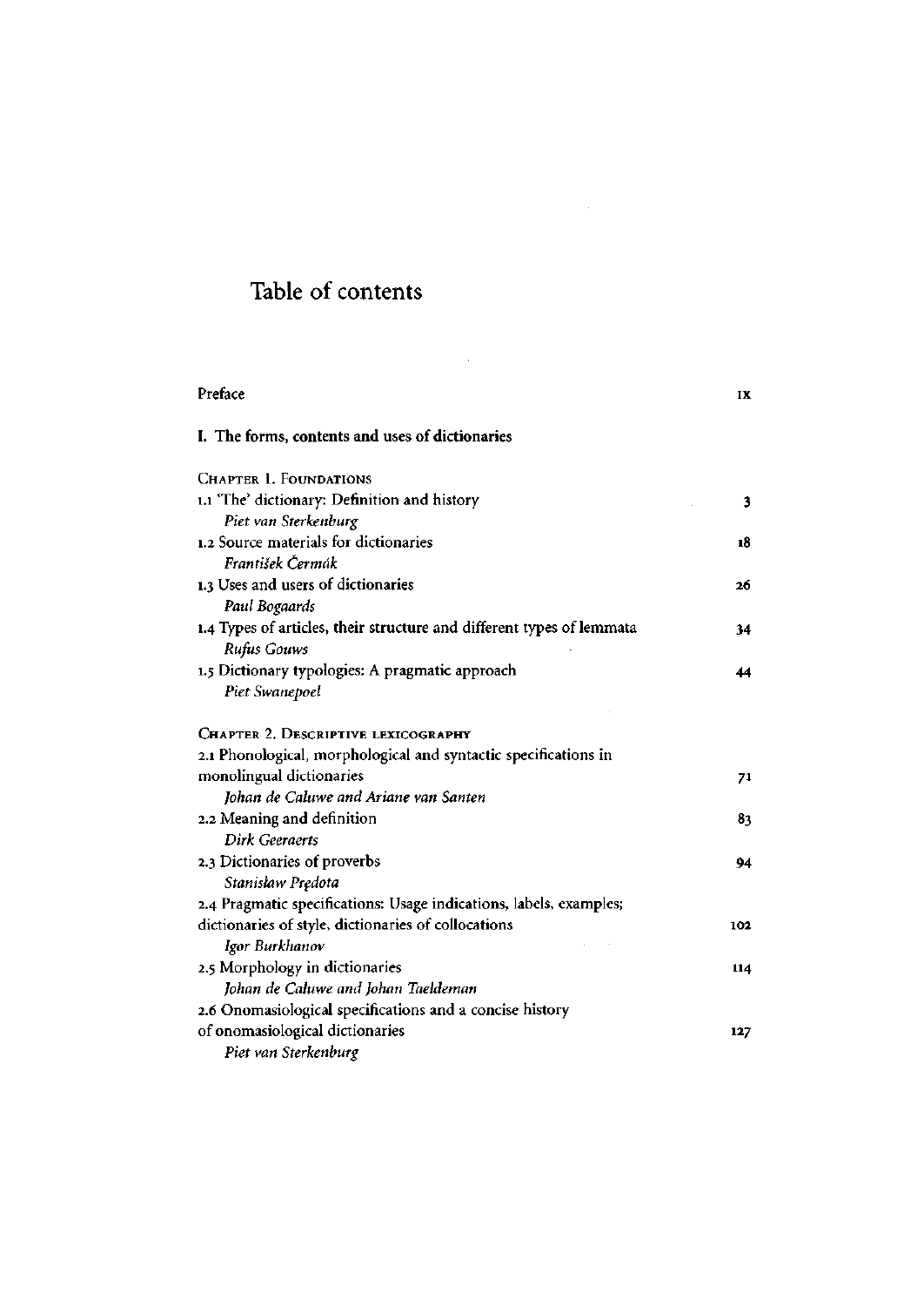# Table of contents

| | |
|---|---|
| Preface | IX |
| **I. The forms, contents and uses of dictionaries** | |
| CHAPTER 1. FOUNDATIONS | |
| 1.1 'The' dictionary: Definition and history<br>*Piet van Sterkenburg* | 3 |
| 1.2 Source materials for dictionaries<br>*František Čermák* | 18 |
| 1.3 Uses and users of dictionaries<br>*Paul Bogaards* | 26 |
| 1.4 Types of articles, their structure and different types of lemmata<br>*Rufus Gouws* | 34 |
| 1.5 Dictionary typologies: A pragmatic approach<br>*Piet Swanepoel* | 44 |
| CHAPTER 2. DESCRIPTIVE LEXICOGRAPHY | |
| 2.1 Phonological, morphological and syntactic specifications in monolingual dictionaries<br>*Johan de Caluwe and Ariane van Santen* | 71 |
| 2.2 Meaning and definition<br>*Dirk Geeraerts* | 83 |
| 2.3 Dictionaries of proverbs<br>*Stanisław Prędota* | 94 |
| 2.4 Pragmatic specifications: Usage indications, labels, examples; dictionaries of style, dictionaries of collocations<br>*Igor Burkhanov* | 102 |
| 2.5 Morphology in dictionaries<br>*Johan de Caluwe and Johan Taeldeman* | 114 |
| 2.6 Onomasiological specifications and a concise history of onomasiological dictionaries<br>*Piet van Sterkenburg* | 127 |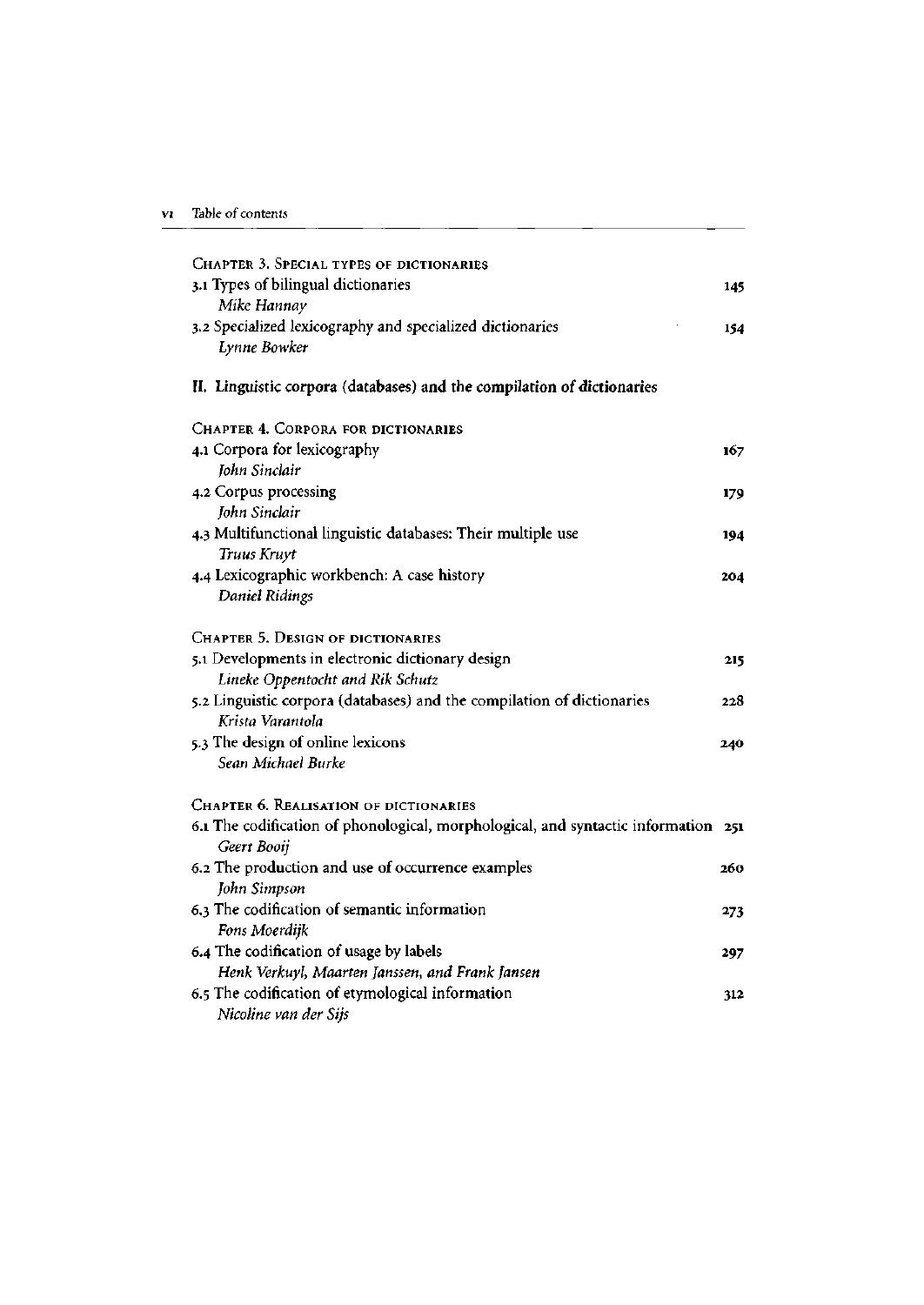Chapter 3. Special types of dictionaries

3.1 Types of bilingual dictionaries — 145
*Mike Hannay*

3.2 Specialized lexicography and specialized dictionaries — 154
*Lynne Bowker*

## II. Linguistic corpora (databases) and the compilation of dictionaries

Chapter 4. Corpora for dictionaries

4.1 Corpora for lexicography — 167
*John Sinclair*

4.2 Corpus processing — 179
*John Sinclair*

4.3 Multifunctional linguistic databases: Their multiple use — 194
*Truus Kruyt*

4.4 Lexicographic workbench: A case history — 204
*Daniel Ridings*

Chapter 5. Design of dictionaries

5.1 Developments in electronic dictionary design — 215
*Lineke Oppentocht and Rik Schutz*

5.2 Linguistic corpora (databases) and the compilation of dictionaries — 228
*Krista Varantola*

5.3 The design of online lexicons — 240
*Sean Michael Burke*

Chapter 6. Realisation of dictionaries

6.1 The codification of phonological, morphological, and syntactic information — 251
*Geert Booij*

6.2 The production and use of occurrence examples — 260
*John Simpson*

6.3 The codification of semantic information — 273
*Fons Moerdijk*

6.4 The codification of usage by labels — 297
*Henk Verkuyl, Maarten Janssen, and Frank Jansen*

6.5 The codification of etymological information — 312
*Nicoline van der Sijs*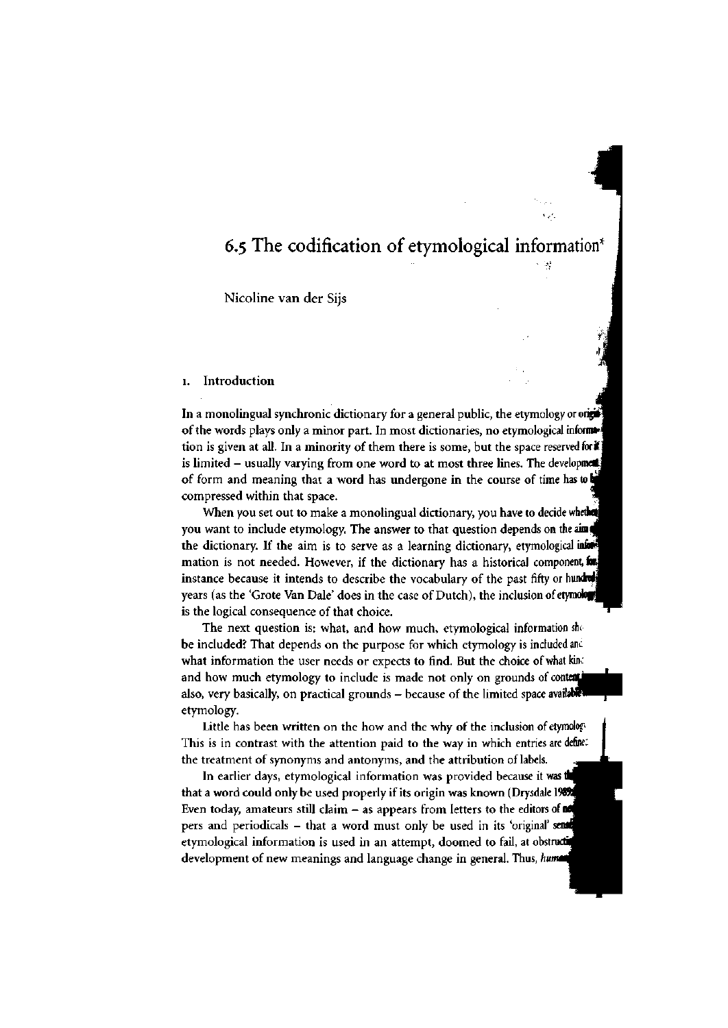# 6.5 The codification of etymological information*

Nicoline van der Sijs

## 1. Introduction

In a monolingual synchronic dictionary for a general public, the etymology or origin of the words plays only a minor part. In most dictionaries, no etymological information is given at all. In a minority of them there is some, but the space reserved for it is limited – usually varying from one word to at most three lines. The development of form and meaning that a word has undergone in the course of time has to be compressed within that space.

When you set out to make a monolingual dictionary, you have to decide whether you want to include etymology. The answer to that question depends on the aim of the dictionary. If the aim is to serve as a learning dictionary, etymological information is not needed. However, if the dictionary has a historical component, for instance because it intends to describe the vocabulary of the past fifty or hundred years (as the 'Grote Van Dale' does in the case of Dutch), the inclusion of etymology is the logical consequence of that choice.

The next question is: what, and how much, etymological information should be included? That depends on the purpose for which etymology is included and what information the user needs or expects to find. But the choice of what kind and how much etymology to include is made not only on grounds of content but also, very basically, on practical grounds – because of the limited space available for etymology.

Little has been written on the how and the why of the inclusion of etymology. This is in contrast with the attention paid to the way in which entries are defined, the treatment of synonyms and antonyms, and the attribution of labels.

In earlier days, etymological information was provided because it was thought that a word could only be used properly if its origin was known (Drysdale 1982). Even today, amateurs still claim – as appears from letters to the editors of newspapers and periodicals – that a word must only be used in its 'original' sense; etymological information is used in an attempt, doomed to fail, at obstructing the development of new meanings and language change in general. Thus, *human*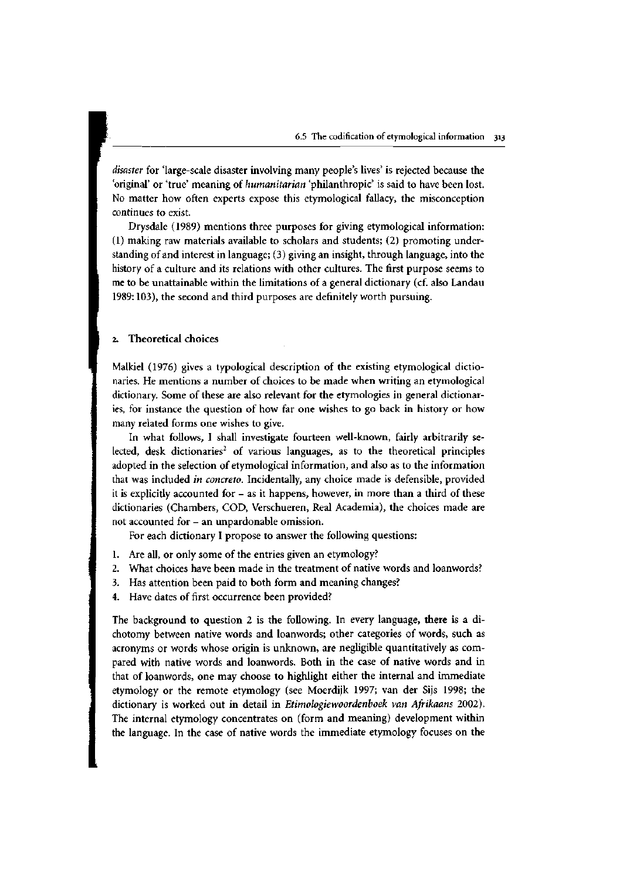*disaster* for 'large-scale disaster involving many people's lives' is rejected because the 'original' or 'true' meaning of *humanitarian* 'philanthropic' is said to have been lost. No matter how often experts expose this etymological fallacy, the misconception continues to exist.

Drysdale (1989) mentions three purposes for giving etymological information: (1) making raw materials available to scholars and students; (2) promoting understanding of and interest in language; (3) giving an insight, through language, into the history of a culture and its relations with other cultures. The first purpose seems to me to be unattainable within the limitations of a general dictionary (cf. also Landau 1989: 103), the second and third purposes are definitely worth pursuing.

## 2. Theoretical choices

Malkiel (1976) gives a typological description of the existing etymological dictionaries. He mentions a number of choices to be made when writing an etymological dictionary. Some of these are also relevant for the etymologies in general dictionaries, for instance the question of how far one wishes to go back in history or how many related forms one wishes to give.

In what follows, I shall investigate fourteen well-known, fairly arbitrarily selected, desk dictionaries[2] of various languages, as to the theoretical principles adopted in the selection of etymological information, and also as to the information that was included *in concreto*. Incidentally, any choice made is defensible, provided it is explicitly accounted for – as it happens, however, in more than a third of these dictionaries (Chambers, COD, Verschueren, Real Academia), the choices made are not accounted for – an unpardonable omission.

For each dictionary I propose to answer the following questions:

1. Are all, or only some of the entries given an etymology?
2. What choices have been made in the treatment of native words and loanwords?
3. Has attention been paid to both form and meaning changes?
4. Have dates of first occurrence been provided?

The background to question 2 is the following. In every language, there is a dichotomy between native words and loanwords; other categories of words, such as acronyms or words whose origin is unknown, are negligible quantitatively as compared with native words and loanwords. Both in the case of native words and in that of loanwords, one may choose to highlight either the internal and immediate etymology or the remote etymology (see Moerdijk 1997; van der Sijs 1998; the dictionary is worked out in detail in *Etimologiewoordenboek van Afrikaans* 2002). The internal etymology concentrates on (form and meaning) development within the language. In the case of native words the immediate etymology focuses on the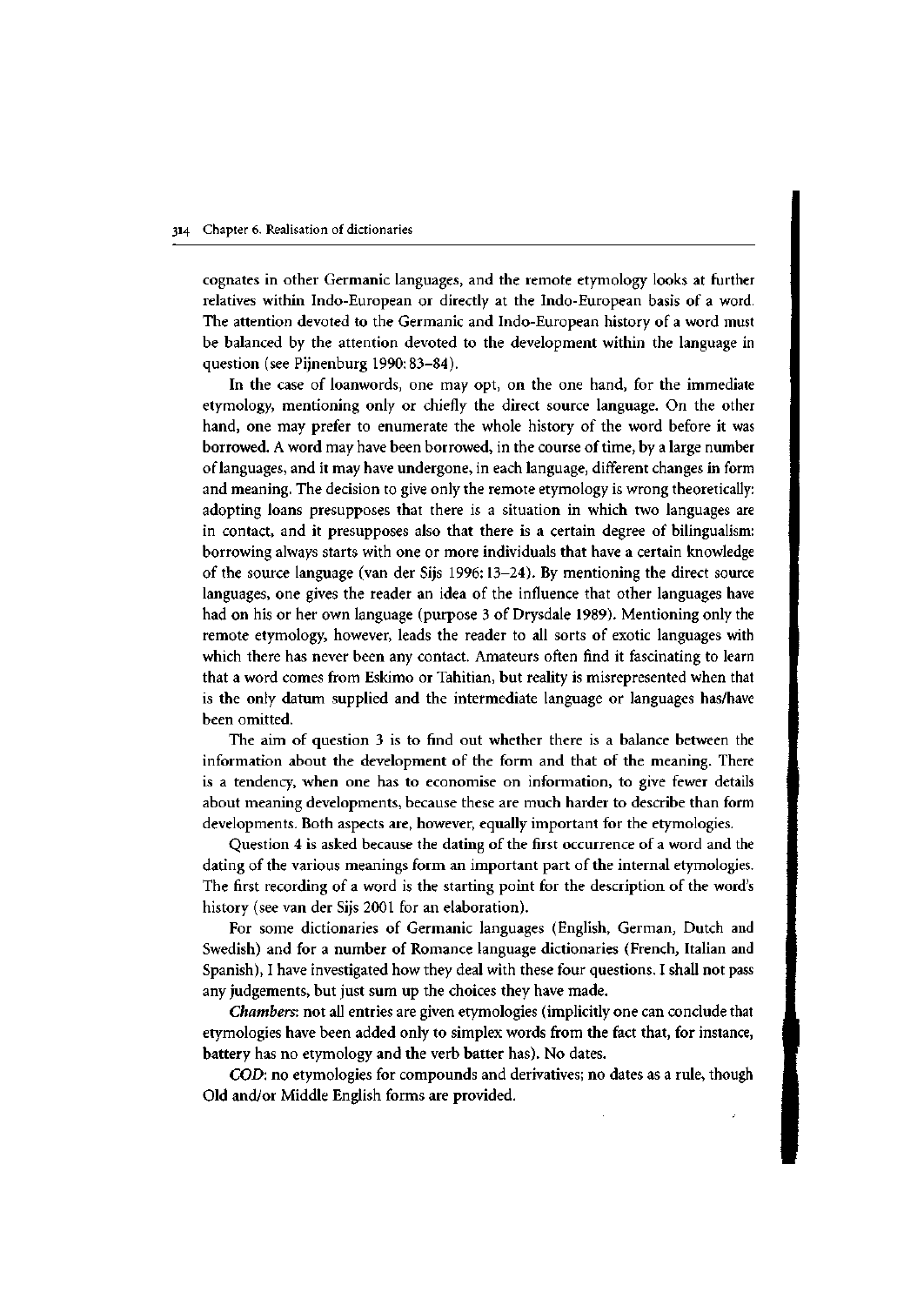cognates in other Germanic languages, and the remote etymology looks at further relatives within Indo-European or directly at the Indo-European basis of a word. The attention devoted to the Germanic and Indo-European history of a word must be balanced by the attention devoted to the development within the language in question (see Pijnenburg 1990: 83–84).

In the case of loanwords, one may opt, on the one hand, for the immediate etymology, mentioning only or chiefly the direct source language. On the other hand, one may prefer to enumerate the whole history of the word before it was borrowed. A word may have been borrowed, in the course of time, by a large number of languages, and it may have undergone, in each language, different changes in form and meaning. The decision to give only the remote etymology is wrong theoretically: adopting loans presupposes that there is a situation in which two languages are in contact, and it presupposes also that there is a certain degree of bilingualism: borrowing always starts with one or more individuals that have a certain knowledge of the source language (van der Sijs 1996: 13–24). By mentioning the direct source languages, one gives the reader an idea of the influence that other languages have had on his or her own language (purpose 3 of Drysdale 1989). Mentioning only the remote etymology, however, leads the reader to all sorts of exotic languages with which there has never been any contact. Amateurs often find it fascinating to learn that a word comes from Eskimo or Tahitian, but reality is misrepresented when that is the only datum supplied and the intermediate language or languages has/have been omitted.

The aim of question 3 is to find out whether there is a balance between the information about the development of the form and that of the meaning. There is a tendency, when one has to economise on information, to give fewer details about meaning developments, because these are much harder to describe than form developments. Both aspects are, however, equally important for the etymologies.

Question 4 is asked because the dating of the first occurrence of a word and the dating of the various meanings form an important part of the internal etymologies. The first recording of a word is the starting point for the description of the word's history (see van der Sijs 2001 for an elaboration).

For some dictionaries of Germanic languages (English, German, Dutch and Swedish) and for a number of Romance language dictionaries (French, Italian and Spanish), I have investigated how they deal with these four questions. I shall not pass any judgements, but just sum up the choices they have made.

*Chambers*: not all entries are given etymologies (implicitly one can conclude that etymologies have been added only to simplex words from the fact that, for instance, battery has no etymology and the verb batter has). No dates.

*COD*: no etymologies for compounds and derivatives; no dates as a rule, though Old and/or Middle English forms are provided.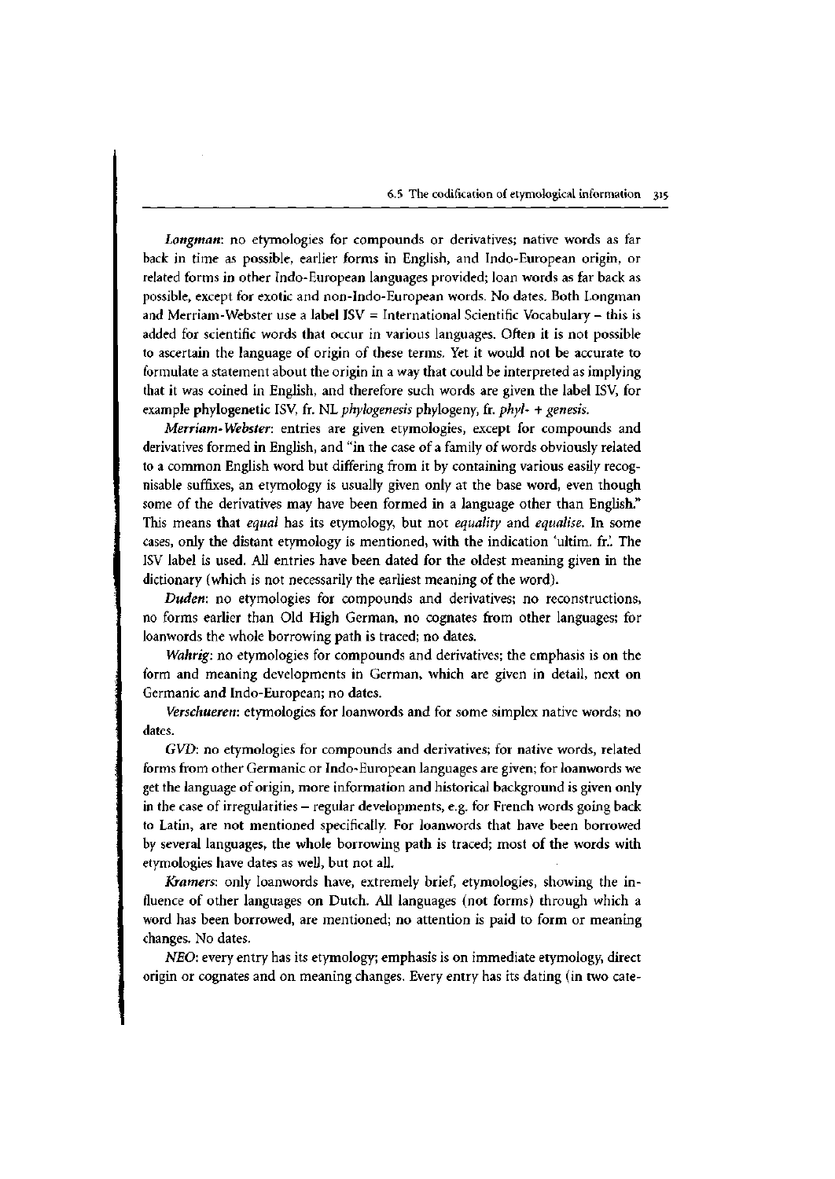*Longman*: no etymologies for compounds or derivatives; native words as far back in time as possible, earlier forms in English, and Indo-European origin, or related forms in other Indo-European languages provided; loan words as far back as possible, except for exotic and non-Indo-European words. No dates. Both Longman and Merriam-Webster use a label ISV = International Scientific Vocabulary – this is added for scientific words that occur in various languages. Often it is not possible to ascertain the language of origin of these terms. Yet it would not be accurate to formulate a statement about the origin in a way that could be interpreted as implying that it was coined in English, and therefore such words are given the label ISV, for example phylogenetic ISV, fr. NL *phylogenesis* phylogeny, fr. *phyl-* + *genesis*.

*Merriam-Webster*: entries are given etymologies, except for compounds and derivatives formed in English, and "in the case of a family of words obviously related to a common English word but differing from it by containing various easily recognisable suffixes, an etymology is usually given only at the base word, even though some of the derivatives may have been formed in a language other than English." This means that *equal* has its etymology, but not *equality* and *equalise*. In some cases, only the distant etymology is mentioned, with the indication 'ultim. fr.'. The ISV label is used. All entries have been dated for the oldest meaning given in the dictionary (which is not necessarily the earliest meaning of the word).

*Duden*: no etymologies for compounds and derivatives; no reconstructions, no forms earlier than Old High German, no cognates from other languages; for loanwords the whole borrowing path is traced; no dates.

*Wahrig*: no etymologies for compounds and derivatives; the emphasis is on the form and meaning developments in German, which are given in detail, next on Germanic and Indo-European; no dates.

*Verschueren*: etymologies for loanwords and for some simplex native words; no dates.

*GVD*: no etymologies for compounds and derivatives; for native words, related forms from other Germanic or Indo-European languages are given; for loanwords we get the language of origin, more information and historical background is given only in the case of irregularities – regular developments, e.g. for French words going back to Latin, are not mentioned specifically. For loanwords that have been borrowed by several languages, the whole borrowing path is traced; most of the words with etymologies have dates as well, but not all.

*Kramers*: only loanwords have, extremely brief, etymologies, showing the influence of other languages on Dutch. All languages (not forms) through which a word has been borrowed, are mentioned; no attention is paid to form or meaning changes. No dates.

*NEO*: every entry has its etymology; emphasis is on immediate etymology, direct origin or cognates and on meaning changes. Every entry has its dating (in two cate-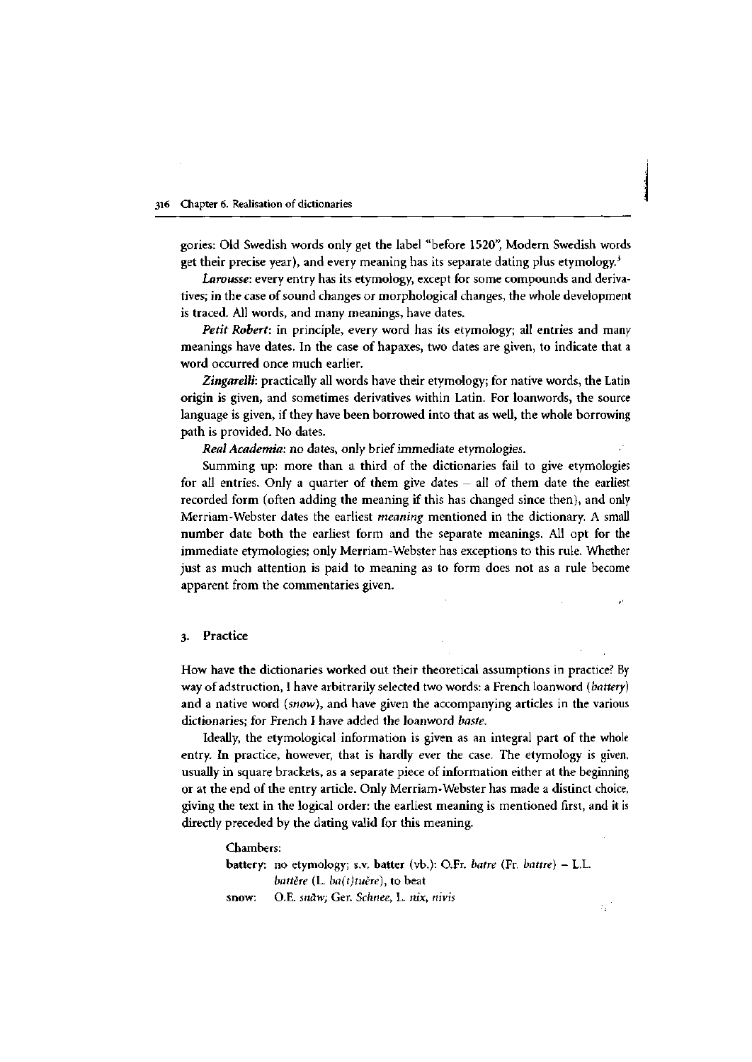gories: Old Swedish words only get the label "before 1520", Modern Swedish words get their precise year), and every meaning has its separate dating plus etymology.[3]

*Larousse*: every entry has its etymology, except for some compounds and derivatives; in the case of sound changes or morphological changes, the whole development is traced. All words, and many meanings, have dates.

*Petit Robert*: in principle, every word has its etymology; all entries and many meanings have dates. In the case of hapaxes, two dates are given, to indicate that a word occurred once much earlier.

*Zingarelli*: practically all words have their etymology; for native words, the Latin origin is given, and sometimes derivatives within Latin. For loanwords, the source language is given, if they have been borrowed into that as well, the whole borrowing path is provided. No dates.

*Real Academia*: no dates, only brief immediate etymologies.

Summing up: more than a third of the dictionaries fail to give etymologies for all entries. Only a quarter of them give dates – all of them date the earliest recorded form (often adding the meaning if this has changed since then), and only Merriam-Webster dates the earliest *meaning* mentioned in the dictionary. A small number date both the earliest form and the separate meanings. All opt for the immediate etymologies; only Merriam-Webster has exceptions to this rule. Whether just as much attention is paid to meaning as to form does not as a rule become apparent from the commentaries given.

## 3. Practice

How have the dictionaries worked out their theoretical assumptions in practice? By way of adstruction, I have arbitrarily selected two words: a French loanword (*battery*) and a native word (*snow*), and have given the accompanying articles in the various dictionaries; for French I have added the loanword *baste*.

Ideally, the etymological information is given as an integral part of the whole entry. In practice, however, that is hardly ever the case. The etymology is given, usually in square brackets, as a separate piece of information either at the beginning or at the end of the entry article. Only Merriam-Webster has made a distinct choice, giving the text in the logical order: the earliest meaning is mentioned first, and it is directly preceded by the dating valid for this meaning.

Chambers:

**battery**: no etymology; s.v. **batter** (vb.): O.Fr. *batre* (Fr. *battre*) – L.L. *battĕre* (L. *ba(t)tuĕre*), to beat

**snow**: O.E. *snāw*; Ger. *Schnee*, L. *nix*, *nivis*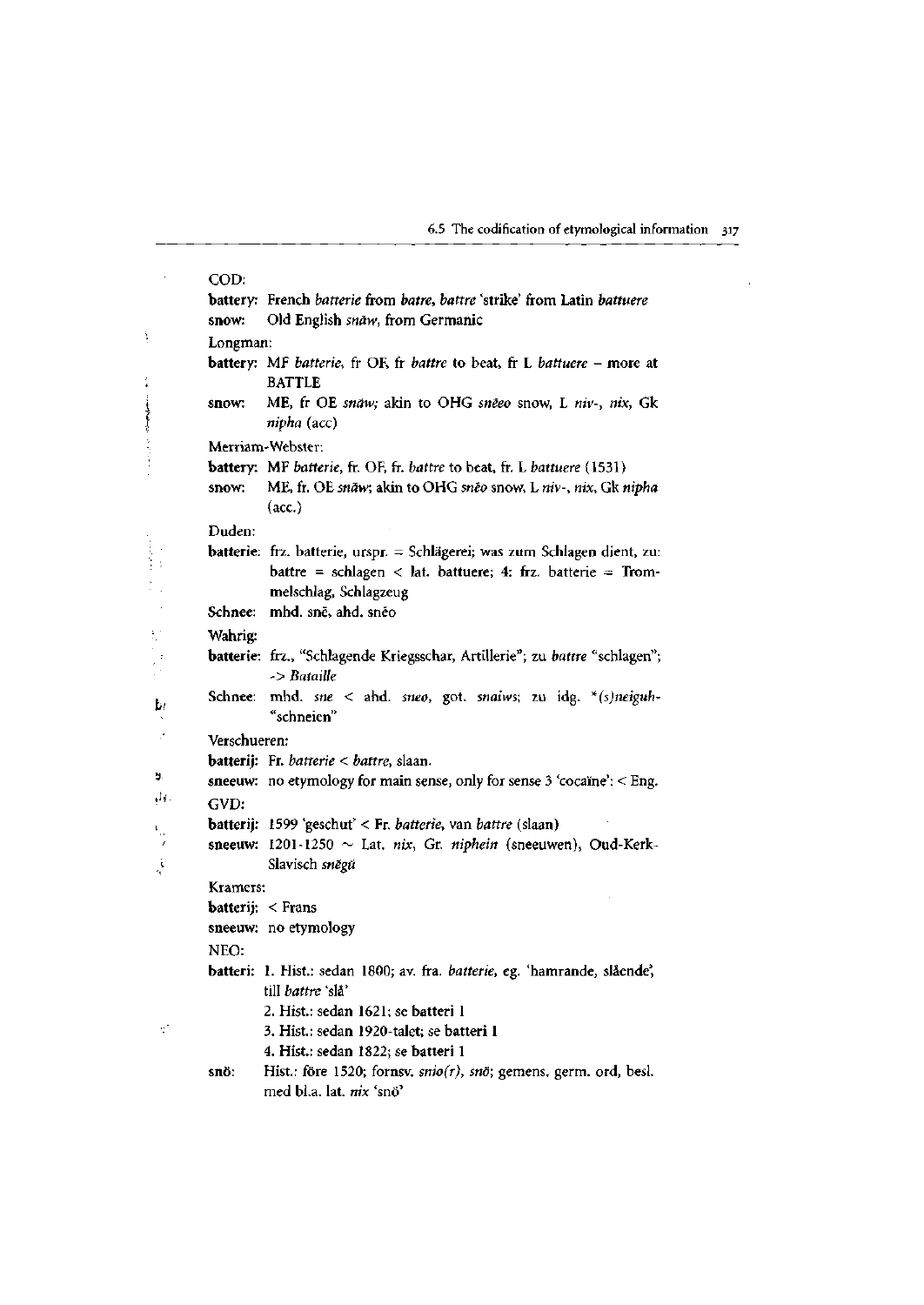COD:

**battery:** French *batterie* from *batre, battre* 'strike' from Latin *battuere*

**snow:** Old English *snāw*, from Germanic

Longman:

**battery:** MF *batterie*, fr OF, fr *battre* to beat, fr L *battuere* – more at BATTLE

**snow:** ME, fr OE *snāw*; akin to OHG *snēo* snow, L *niv-*, *nix*, Gk *nipha* (acc)

Merriam-Webster:

**battery:** MF *batterie*, fr. OF, fr. *battre* to beat, fr. L *battuere* (1531)

**snow:** ME, fr. OE *snāw*; akin to OHG *snēo* snow, L *niv-*, *nix*, Gk *nipha* (acc.)

Duden:

**batterie:** frz. batterie, urspr. = Schlägerei; was zum Schlagen dient, zu: battre = schlagen < lat. battuere; 4: frz. batterie = Trommelschlag, Schlagzeug

**Schnee:** mhd. snē, ahd. snēo

Wahrig:

**batterie:** frz., "Schlagende Kriegsschar, Artillerie"; zu *battre* "schlagen"; -> *Bataille*

**Schnee:** mhd. *sne* < ahd. *sneo*, got. *snaiws*; zu idg. **(s)neiguh-* "schneien"

Verschueren:

**batterij:** Fr. *batterie* < *battre*, slaan.

**sneeuw:** no etymology for main sense, only for sense 3 'cocaïne': < Eng.

GVD:

**batterij:** 1599 'geschut' < Fr. *batterie*, van *battre* (slaan)

**sneeuw:** 1201-1250 ~ Lat. *nix*, Gr. *niphein* (sneeuwen), Oud-Kerk-Slavisch *sněgŭ*

Kramers:

**batterij:** < Frans

**sneeuw:** no etymology

NEO:

**batteri:** 1. Hist.: sedan 1800; av. fra. *batterie*, eg. 'hamrande, slående', till *battre* 'slå'

2. Hist.: sedan 1621; se **batteri** 1

3. Hist.: sedan 1920-talet; se **batteri** 1

4. Hist.: sedan 1822; se **batteri** 1

**snö:** Hist.: före 1520; fornsv. *snio(r)*, *snö*; gemens. germ. ord, besl. med bl.a. lat. *nix* 'snö'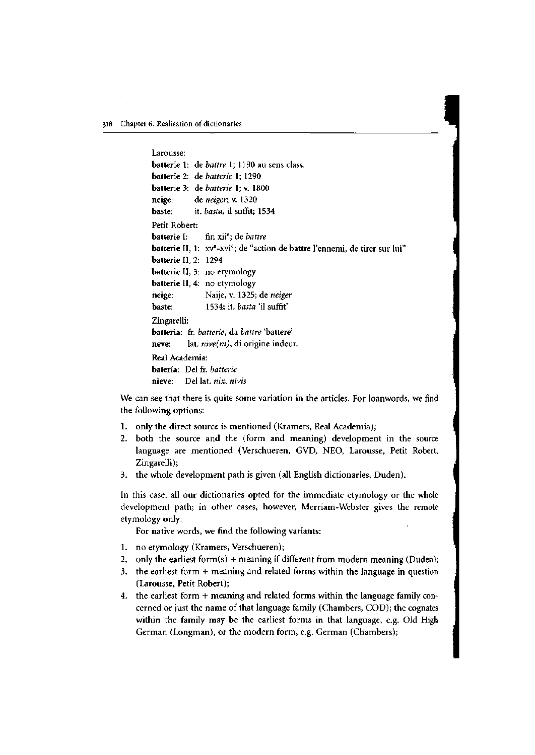Larousse:

**batterie 1:** de *battre* 1; 1190 au sens class.
**batterie 2:** de *batterie* 1; 1290
**batterie 3:** de *batterie* 1; v. 1800
**neige:** de *neiger*; v. 1320
**baste:** it. *basta*, il suffit; 1534

Petit Robert:

**batterie I:** fin xii[e]; de *battre*
**batterie II, 1:** xv[e]-xvi[e]; de "action de battre l'ennemi, de tirer sur lui"
**batterie II, 2:** 1294
**batterie II, 3:** no etymology
**batterie II, 4:** no etymology
**neige:** Naije, v. 1325; de *neiger*
**baste:** 1534; it. *basta* 'il suffit'

Zingarelli:

**batteria:** fr. *batterie*, da *battre* 'battere'
**neve:** lat. *nive(m)*, di origine indeur.

Real Academia:

**batería:** Del fr. *batterie*
**nieve:** Del lat. *nix, nivis*

We can see that there is quite some variation in the articles. For loanwords, we find the following options:

1. only the direct source is mentioned (Kramers, Real Academia);
2. both the source and the (form and meaning) development in the source language are mentioned (Verschueren, GVD, NEO, Larousse, Petit Robert, Zingarelli);
3. the whole development path is given (all English dictionaries, Duden).

In this case, all our dictionaries opted for the immediate etymology or the whole development path; in other cases, however, Merriam-Webster gives the remote etymology only.

For native words, we find the following variants:

1. no etymology (Kramers, Verschueren);
2. only the earliest form(s) + meaning if different from modern meaning (Duden);
3. the earliest form + meaning and related forms within the language in question (Larousse, Petit Robert);
4. the earliest form + meaning and related forms within the language family concerned or just the name of that language family (Chambers, COD); the cognates within the family may be the earliest forms in that language, e.g. Old High German (Longman), or the modern form, e.g. German (Chambers);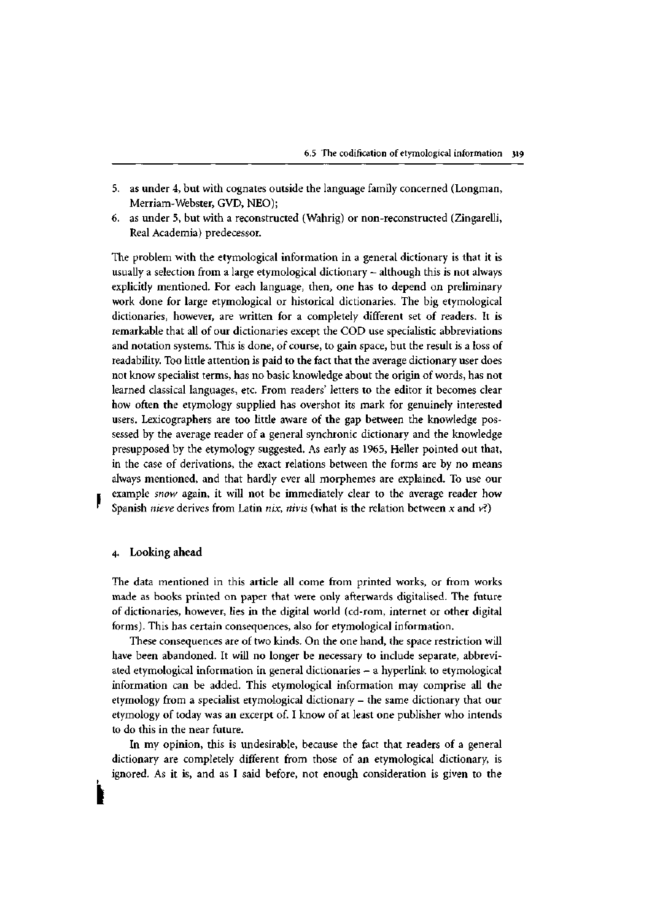5. as under 4, but with cognates outside the language family concerned (Longman, Merriam-Webster, GVD, NEO);
6. as under 5, but with a reconstructed (Wahrig) or non-reconstructed (Zingarelli, Real Academia) predecessor.

The problem with the etymological information in a general dictionary is that it is usually a selection from a large etymological dictionary – although this is not always explicitly mentioned. For each language, then, one has to depend on preliminary work done for large etymological or historical dictionaries. The big etymological dictionaries, however, are written for a completely different set of readers. It is remarkable that all of our dictionaries except the COD use specialistic abbreviations and notation systems. This is done, of course, to gain space, but the result is a loss of readability. Too little attention is paid to the fact that the average dictionary user does not know specialist terms, has no basic knowledge about the origin of words, has not learned classical languages, etc. From readers' letters to the editor it becomes clear how often the etymology supplied has overshot its mark for genuinely interested users. Lexicographers are too little aware of the gap between the knowledge possessed by the average reader of a general synchronic dictionary and the knowledge presupposed by the etymology suggested. As early as 1965, Heller pointed out that, in the case of derivations, the exact relations between the forms are by no means always mentioned, and that hardly ever all morphemes are explained. To use our example *snow* again, it will not be immediately clear to the average reader how Spanish *nieve* derives from Latin *nix, nivis* (what is the relation between *x* and *v*?)

## 4. Looking ahead

The data mentioned in this article all come from printed works, or from works made as books printed on paper that were only afterwards digitalised. The future of dictionaries, however, lies in the digital world (cd-rom, internet or other digital forms). This has certain consequences, also for etymological information.

These consequences are of two kinds. On the one hand, the space restriction will have been abandoned. It will no longer be necessary to include separate, abbreviated etymological information in general dictionaries – a hyperlink to etymological information can be added. This etymological information may comprise all the etymology from a specialist etymological dictionary – the same dictionary that our etymology of today was an excerpt of. I know of at least one publisher who intends to do this in the near future.

In my opinion, this is undesirable, because the fact that readers of a general dictionary are completely different from those of an etymological dictionary, is ignored. As it is, and as I said before, not enough consideration is given to the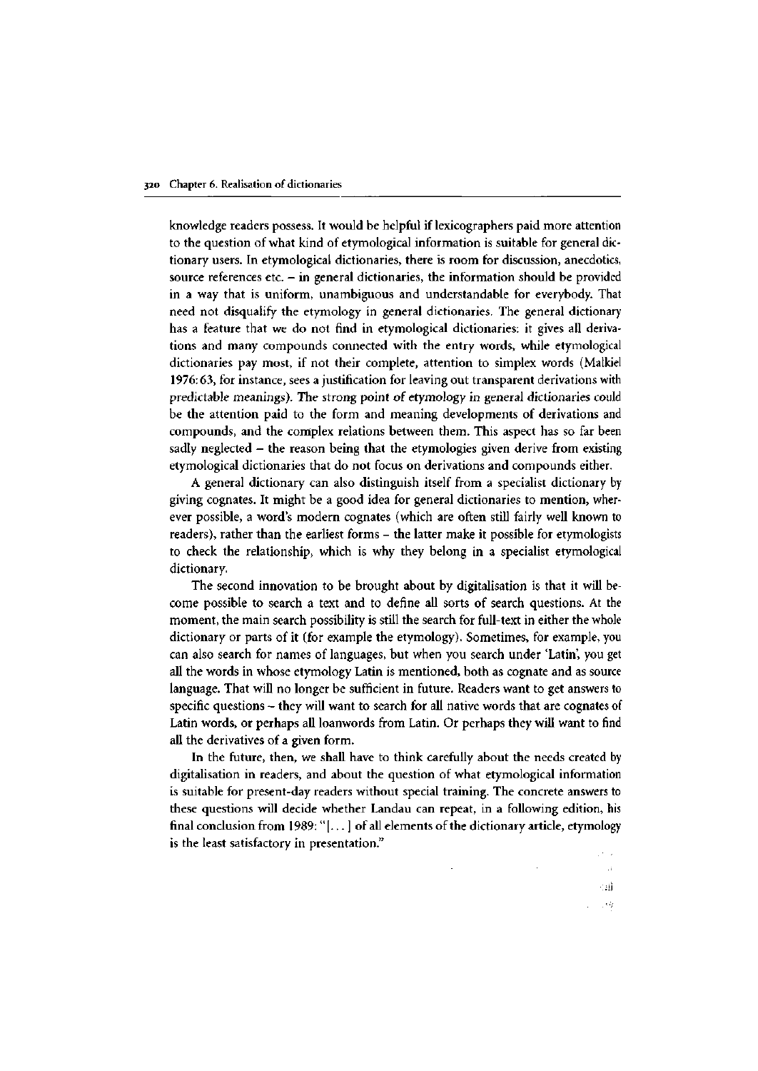knowledge readers possess. It would be helpful if lexicographers paid more attention to the question of what kind of etymological information is suitable for general dictionary users. In etymological dictionaries, there is room for discussion, anecdotics, source references etc. – in general dictionaries, the information should be provided in a way that is uniform, unambiguous and understandable for everybody. That need not disqualify the etymology in general dictionaries. The general dictionary has a feature that we do not find in etymological dictionaries: it gives all derivations and many compounds connected with the entry words, while etymological dictionaries pay most, if not their complete, attention to simplex words (Malkiel 1976: 63, for instance, sees a justification for leaving out transparent derivations with predictable meanings). The strong point of etymology in general dictionaries could be the attention paid to the form and meaning developments of derivations and compounds, and the complex relations between them. This aspect has so far been sadly neglected – the reason being that the etymologies given derive from existing etymological dictionaries that do not focus on derivations and compounds either.

A general dictionary can also distinguish itself from a specialist dictionary by giving cognates. It might be a good idea for general dictionaries to mention, wherever possible, a word's modern cognates (which are often still fairly well known to readers), rather than the earliest forms – the latter make it possible for etymologists to check the relationship, which is why they belong in a specialist etymological dictionary.

The second innovation to be brought about by digitalisation is that it will become possible to search a text and to define all sorts of search questions. At the moment, the main search possibility is still the search for full-text in either the whole dictionary or parts of it (for example the etymology). Sometimes, for example, you can also search for names of languages, but when you search under 'Latin', you get all the words in whose etymology Latin is mentioned, both as cognate and as source language. That will no longer be sufficient in future. Readers want to get answers to specific questions – they will want to search for all native words that are cognates of Latin words, or perhaps all loanwords from Latin. Or perhaps they will want to find all the derivatives of a given form.

In the future, then, we shall have to think carefully about the needs created by digitalisation in readers, and about the question of what etymological information is suitable for present-day readers without special training. The concrete answers to these questions will decide whether Landau can repeat, in a following edition, his final conclusion from 1989: "[...] of all elements of the dictionary article, etymology is the least satisfactory in presentation."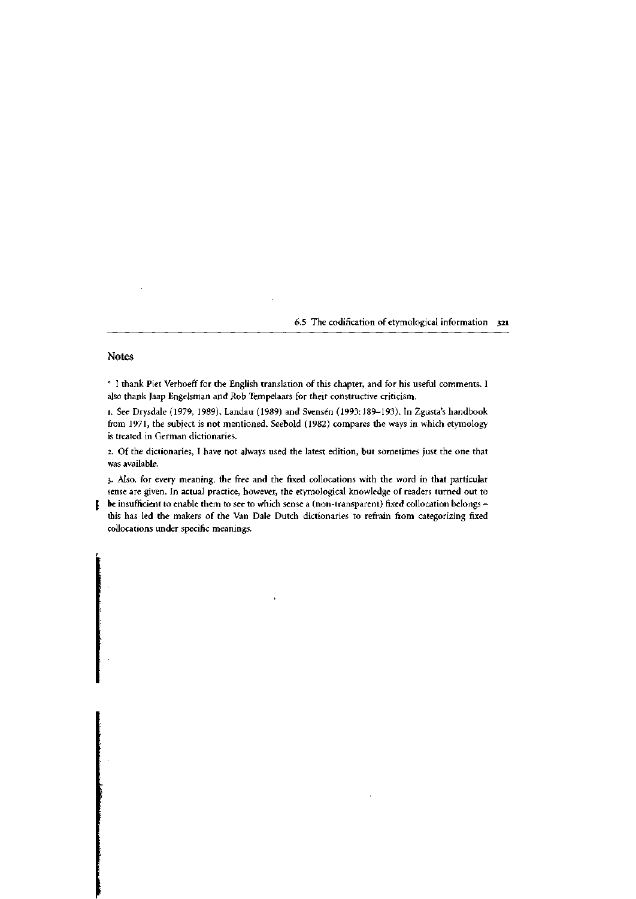## Notes

* I thank Piet Verhoeff for the English translation of this chapter, and for his useful comments. I also thank Jaap Engelsman and Rob Tempelaars for their constructive criticism.

1. See Drysdale (1979, 1989), Landau (1989) and Svensén (1993: 189–193). In Zgusta's handbook from 1971, the subject is not mentioned. Seebold (1982) compares the ways in which etymology is treated in German dictionaries.

2. Of the dictionaries, I have not always used the latest edition, but sometimes just the one that was available.

3. Also, for every meaning, the free and the fixed collocations with the word in that particular sense are given. In actual practice, however, the etymological knowledge of readers turned out to be insufficient to enable them to see to which sense a (non-transparent) fixed collocation belongs – this has led the makers of the Van Dale Dutch dictionaries to refrain from categorizing fixed collocations under specific meanings.